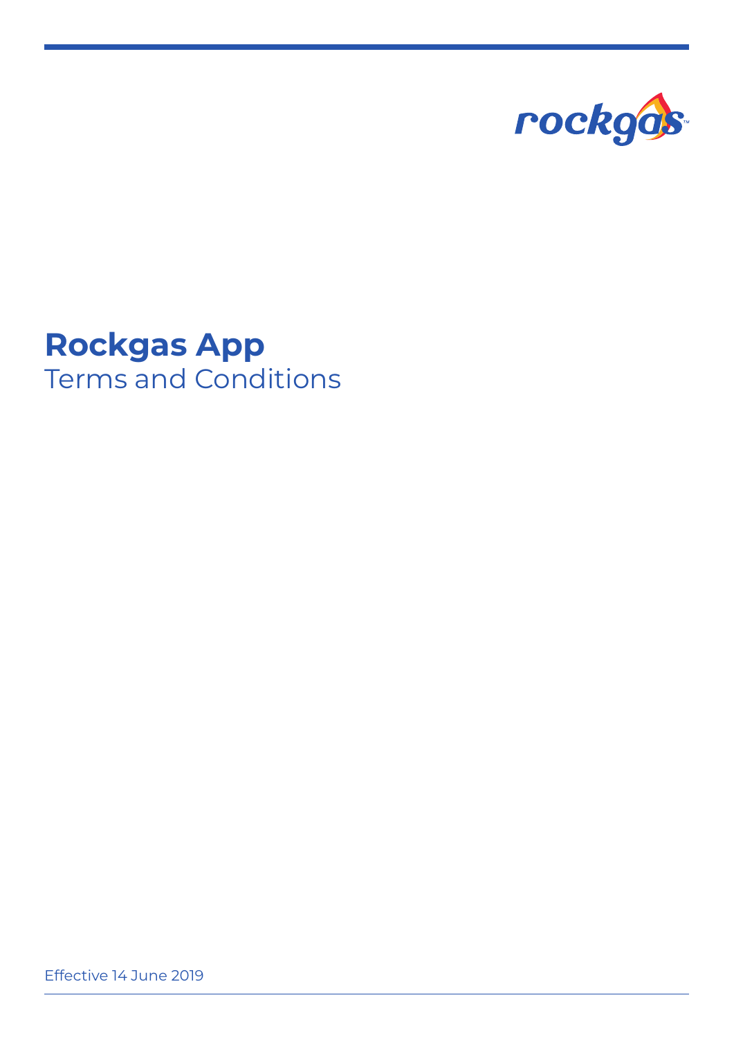# Rockgas App

Terms and Conditions

Effective 14 June 2019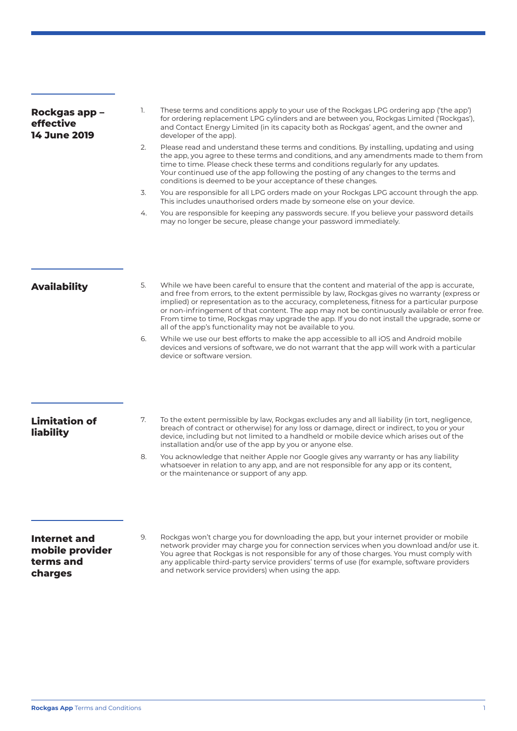## Rockgas app – effective 14 June 2019

1. These terms and conditions apply to your use of the Rockgas LPG ordering app ('the app') for ordering replacement LPG cylinders and are between you, Rockgas Limited ('Rockgas'), and Contact Energy Limited (in its capacity both as Rockgas' agent, and the owner and developer of the app).
2. Please read and understand these terms and conditions. By installing, updating and using the app, you agree to these terms and conditions, and any amendments made to them from time to time. Please check these terms and conditions regularly for any updates. Your continued use of the app following the posting of any changes to the terms and conditions is deemed to be your acceptance of these changes.
3. You are responsible for all LPG orders made on your Rockgas LPG account through the app. This includes unauthorised orders made by someone else on your device.
4. You are responsible for keeping any passwords secure. If you believe your password details may no longer be secure, please change your password immediately.

## Availability

5. While we have been careful to ensure that the content and material of the app is accurate, and free from errors, to the extent permissible by law, Rockgas gives no warranty (express or implied) or representation as to the accuracy, completeness, fitness for a particular purpose or non-infringement of that content. The app may not be continuously available or error free. From time to time, Rockgas may upgrade the app. If you do not install the upgrade, some or all of the app's functionality may not be available to you.
6. While we use our best efforts to make the app accessible to all iOS and Android mobile devices and versions of software, we do not warrant that the app will work with a particular device or software version.

## Limitation of liability

7. To the extent permissible by law, Rockgas excludes any and all liability (in tort, negligence, breach of contract or otherwise) for any loss or damage, direct or indirect, to you or your device, including but not limited to a handheld or mobile device which arises out of the installation and/or use of the app by you or anyone else.
8. You acknowledge that neither Apple nor Google gives any warranty or has any liability whatsoever in relation to any app, and are not responsible for any app or its content, or the maintenance or support of any app.

## Internet and mobile provider terms and charges

9. Rockgas won't charge you for downloading the app, but your internet provider or mobile network provider may charge you for connection services when you download and/or use it. You agree that Rockgas is not responsible for any of those charges. You must comply with any applicable third-party service providers' terms of use (for example, software providers and network service providers) when using the app.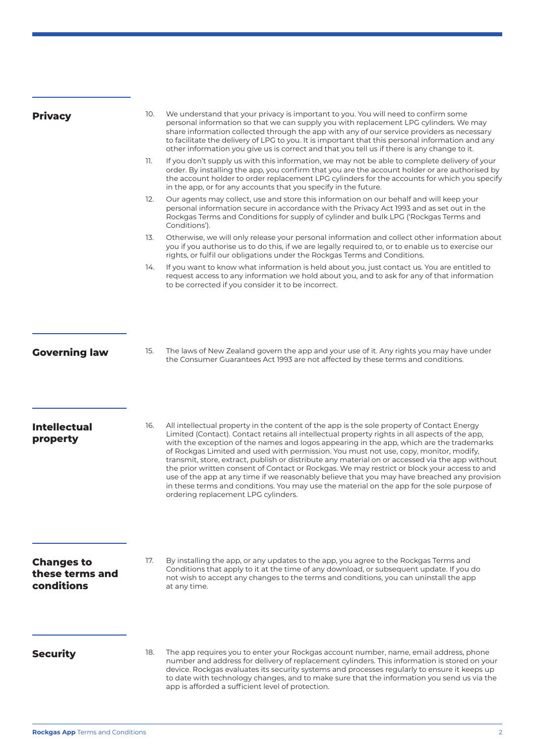## Privacy

10. We understand that your privacy is important to you. You will need to confirm some personal information so that we can supply you with replacement LPG cylinders. We may share information collected through the app with any of our service providers as necessary to facilitate the delivery of LPG to you. It is important that this personal information and any other information you give us is correct and that you tell us if there is any change to it.
11. If you don't supply us with this information, we may not be able to complete delivery of your order. By installing the app, you confirm that you are the account holder or are authorised by the account holder to order replacement LPG cylinders for the accounts for which you specify in the app, or for any accounts that you specify in the future.
12. Our agents may collect, use and store this information on our behalf and will keep your personal information secure in accordance with the Privacy Act 1993 and as set out in the Rockgas Terms and Conditions for supply of cylinder and bulk LPG ('Rockgas Terms and Conditions').
13. Otherwise, we will only release your personal information and collect other information about you if you authorise us to do this, if we are legally required to, or to enable us to exercise our rights, or fulfil our obligations under the Rockgas Terms and Conditions.
14. If you want to know what information is held about you, just contact us. You are entitled to request access to any information we hold about you, and to ask for any of that information to be corrected if you consider it to be incorrect.

## Governing law

15. The laws of New Zealand govern the app and your use of it. Any rights you may have under the Consumer Guarantees Act 1993 are not affected by these terms and conditions.

## Intellectual property

16. All intellectual property in the content of the app is the sole property of Contact Energy Limited (Contact). Contact retains all intellectual property rights in all aspects of the app, with the exception of the names and logos appearing in the app, which are the trademarks of Rockgas Limited and used with permission. You must not use, copy, monitor, modify, transmit, store, extract, publish or distribute any material on or accessed via the app without the prior written consent of Contact or Rockgas. We may restrict or block your access to and use of the app at any time if we reasonably believe that you may have breached any provision in these terms and conditions. You may use the material on the app for the sole purpose of ordering replacement LPG cylinders.

## Changes to these terms and conditions

17. By installing the app, or any updates to the app, you agree to the Rockgas Terms and Conditions that apply to it at the time of any download, or subsequent update. If you do not wish to accept any changes to the terms and conditions, you can uninstall the app at any time.

## Security

18. The app requires you to enter your Rockgas account number, name, email address, phone number and address for delivery of replacement cylinders. This information is stored on your device. Rockgas evaluates its security systems and processes regularly to ensure it keeps up to date with technology changes, and to make sure that the information you send us via the app is afforded a sufficient level of protection.